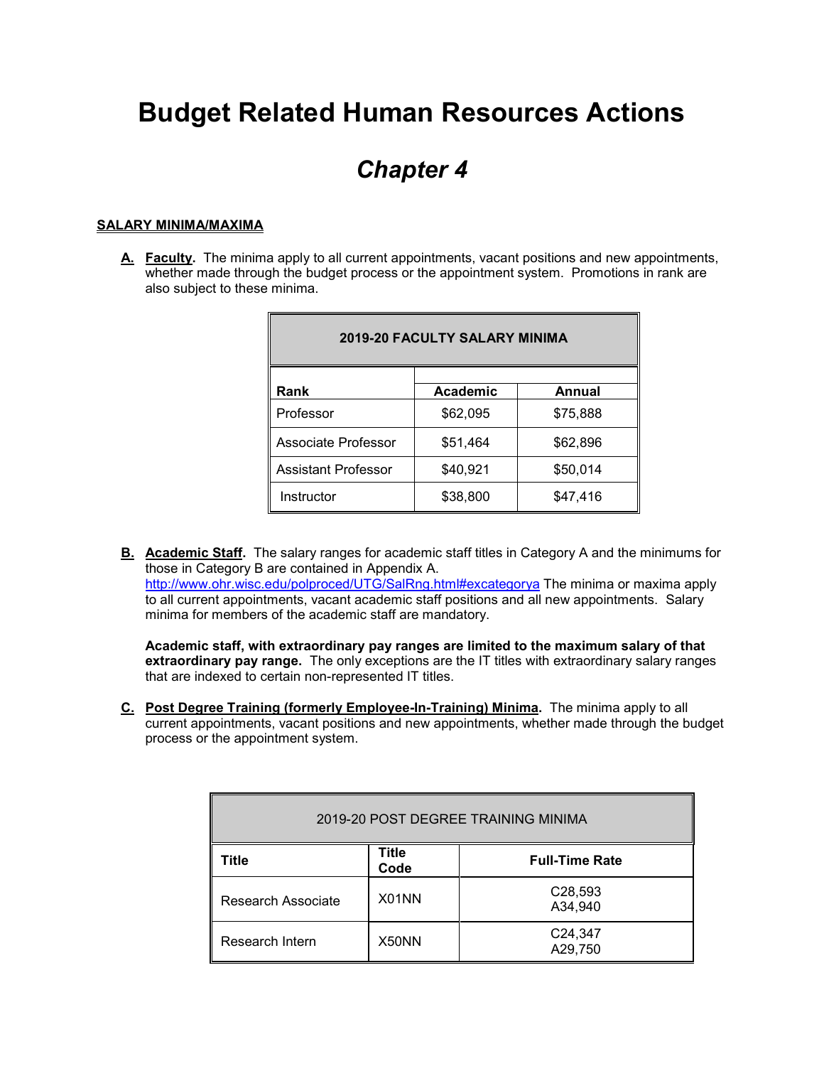# Budget Related Human Resources Actions

## *Chapter 4*

### SALARY MINIMA/MAXIMA

**A.** **Faculty.** The minima apply to all current appointments, vacant positions and new appointments, whether made through the budget process or the appointment system. Promotions in rank are also subject to these minima.

| 2019-20 FACULTY SALARY MINIMA | | |
|---|---|---|
| **Rank** | **Academic** | **Annual** |
| Professor | $62,095 | $75,888 |
| Associate Professor | $51,464 | $62,896 |
| Assistant Professor | $40,921 | $50,014 |
| Instructor | $38,800 | $47,416 |

**B.** **Academic Staff.** The salary ranges for academic staff titles in Category A and the minimums for those in Category B are contained in Appendix A. [http://www.ohr.wisc.edu/polproced/UTG/SalRng.html#excategorya](http://www.ohr.wisc.edu/polproced/UTG/SalRng.html#excategorya) The minima or maxima apply to all current appointments, vacant academic staff positions and all new appointments. Salary minima for members of the academic staff are mandatory.

**Academic staff, with extraordinary pay ranges are limited to the maximum salary of that extraordinary pay range.** The only exceptions are the IT titles with extraordinary salary ranges that are indexed to certain non-represented IT titles.

**C.** **Post Degree Training (formerly Employee-In-Training) Minima.** The minima apply to all current appointments, vacant positions and new appointments, whether made through the budget process or the appointment system.

| 2019-20 POST DEGREE TRAINING MINIMA | | |
|---|---|---|
| **Title** | **Title Code** | **Full-Time Rate** |
| Research Associate | X01NN | C28,593<br>A34,940 |
| Research Intern | X50NN | C24,347<br>A29,750 |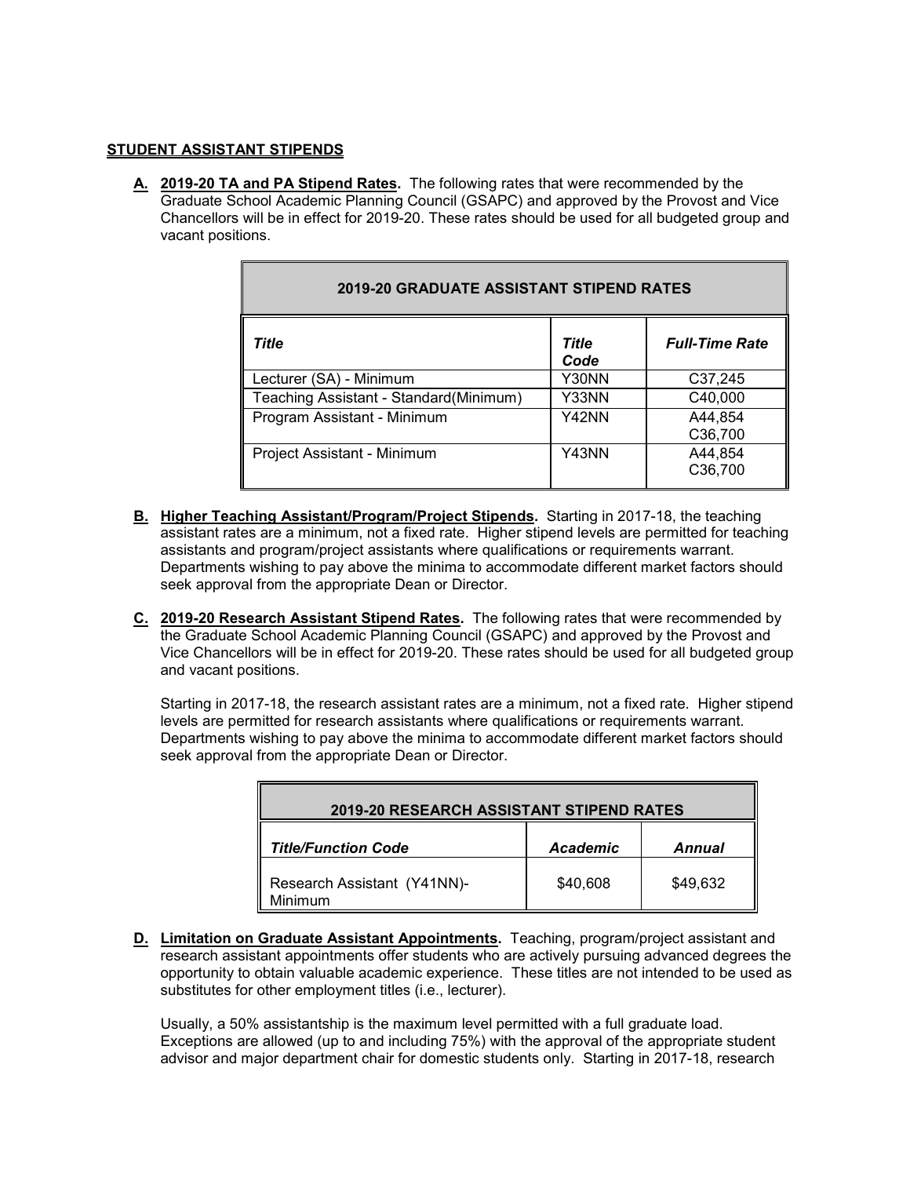## STUDENT ASSISTANT STIPENDS

**A. 2019-20 TA and PA Stipend Rates.** The following rates that were recommended by the Graduate School Academic Planning Council (GSAPC) and approved by the Provost and Vice Chancellors will be in effect for 2019-20. These rates should be used for all budgeted group and vacant positions.

| 2019-20 GRADUATE ASSISTANT STIPEND RATES | | |
|---|---|---|
| ***Title*** | ***Title Code*** | ***Full-Time Rate*** |
| Lecturer (SA) - Minimum | Y30NN | C37,245 |
| Teaching Assistant - Standard(Minimum) | Y33NN | C40,000 |
| Program Assistant - Minimum | Y42NN | A44,854<br>C36,700 |
| Project Assistant - Minimum | Y43NN | A44,854<br>C36,700 |

**B. Higher Teaching Assistant/Program/Project Stipends.** Starting in 2017-18, the teaching assistant rates are a minimum, not a fixed rate. Higher stipend levels are permitted for teaching assistants and program/project assistants where qualifications or requirements warrant. Departments wishing to pay above the minima to accommodate different market factors should seek approval from the appropriate Dean or Director.

**C. 2019-20 Research Assistant Stipend Rates.** The following rates that were recommended by the Graduate School Academic Planning Council (GSAPC) and approved by the Provost and Vice Chancellors will be in effect for 2019-20. These rates should be used for all budgeted group and vacant positions.

Starting in 2017-18, the research assistant rates are a minimum, not a fixed rate. Higher stipend levels are permitted for research assistants where qualifications or requirements warrant. Departments wishing to pay above the minima to accommodate different market factors should seek approval from the appropriate Dean or Director.

| 2019-20 RESEARCH ASSISTANT STIPEND RATES | | |
|---|---|---|
| ***Title/Function Code*** | ***Academic*** | ***Annual*** |
| Research Assistant (Y41NN)-Minimum | $40,608 | $49,632 |

**D. Limitation on Graduate Assistant Appointments.** Teaching, program/project assistant and research assistant appointments offer students who are actively pursuing advanced degrees the opportunity to obtain valuable academic experience. These titles are not intended to be used as substitutes for other employment titles (i.e., lecturer).

Usually, a 50% assistantship is the maximum level permitted with a full graduate load. Exceptions are allowed (up to and including 75%) with the approval of the appropriate student advisor and major department chair for domestic students only. Starting in 2017-18, research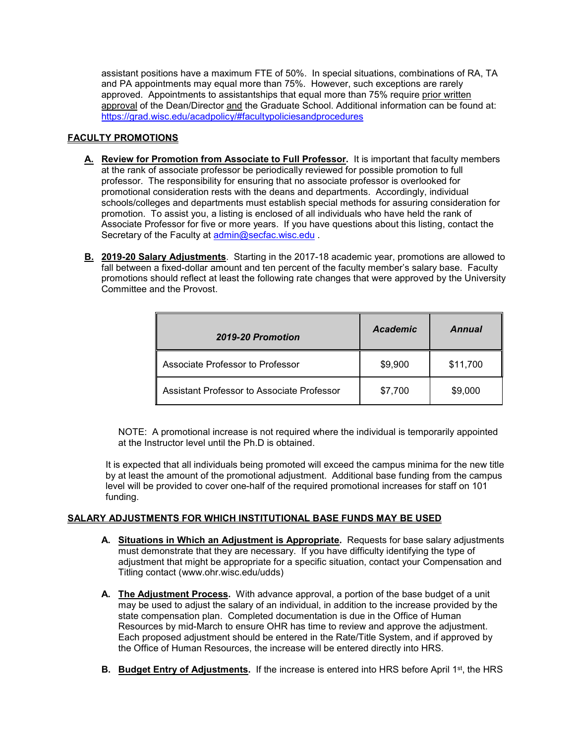assistant positions have a maximum FTE of 50%. In special situations, combinations of RA, TA and PA appointments may equal more than 75%. However, such exceptions are rarely approved. Appointments to assistantships that equal more than 75% require prior written approval of the Dean/Director and the Graduate School. Additional information can be found at: https://grad.wisc.edu/acadpolicy/#facultypoliciesandprocedures

## FACULTY PROMOTIONS

**A. Review for Promotion from Associate to Full Professor.** It is important that faculty members at the rank of associate professor be periodically reviewed for possible promotion to full professor. The responsibility for ensuring that no associate professor is overlooked for promotional consideration rests with the deans and departments. Accordingly, individual schools/colleges and departments must establish special methods for assuring consideration for promotion. To assist you, a listing is enclosed of all individuals who have held the rank of Associate Professor for five or more years. If you have questions about this listing, contact the Secretary of the Faculty at admin@secfac.wisc.edu .

**B. 2019-20 Salary Adjustments**. Starting in the 2017-18 academic year, promotions are allowed to fall between a fixed-dollar amount and ten percent of the faculty member's salary base. Faculty promotions should reflect at least the following rate changes that were approved by the University Committee and the Provost.

| *2019-20 Promotion* | *Academic* | *Annual* |
|---|---|---|
| Associate Professor to Professor | $9,900 | $11,700 |
| Assistant Professor to Associate Professor | $7,700 | $9,000 |

NOTE: A promotional increase is not required where the individual is temporarily appointed at the Instructor level until the Ph.D is obtained.

It is expected that all individuals being promoted will exceed the campus minima for the new title by at least the amount of the promotional adjustment. Additional base funding from the campus level will be provided to cover one-half of the required promotional increases for staff on 101 funding.

## SALARY ADJUSTMENTS FOR WHICH INSTITUTIONAL BASE FUNDS MAY BE USED

**A. Situations in Which an Adjustment is Appropriate.** Requests for base salary adjustments must demonstrate that they are necessary. If you have difficulty identifying the type of adjustment that might be appropriate for a specific situation, contact your Compensation and Titling contact (www.ohr.wisc.edu/udds)

**A. The Adjustment Process.** With advance approval, a portion of the base budget of a unit may be used to adjust the salary of an individual, in addition to the increase provided by the state compensation plan. Completed documentation is due in the Office of Human Resources by mid-March to ensure OHR has time to review and approve the adjustment. Each proposed adjustment should be entered in the Rate/Title System, and if approved by the Office of Human Resources, the increase will be entered directly into HRS.

**B. Budget Entry of Adjustments.** If the increase is entered into HRS before April 1st, the HRS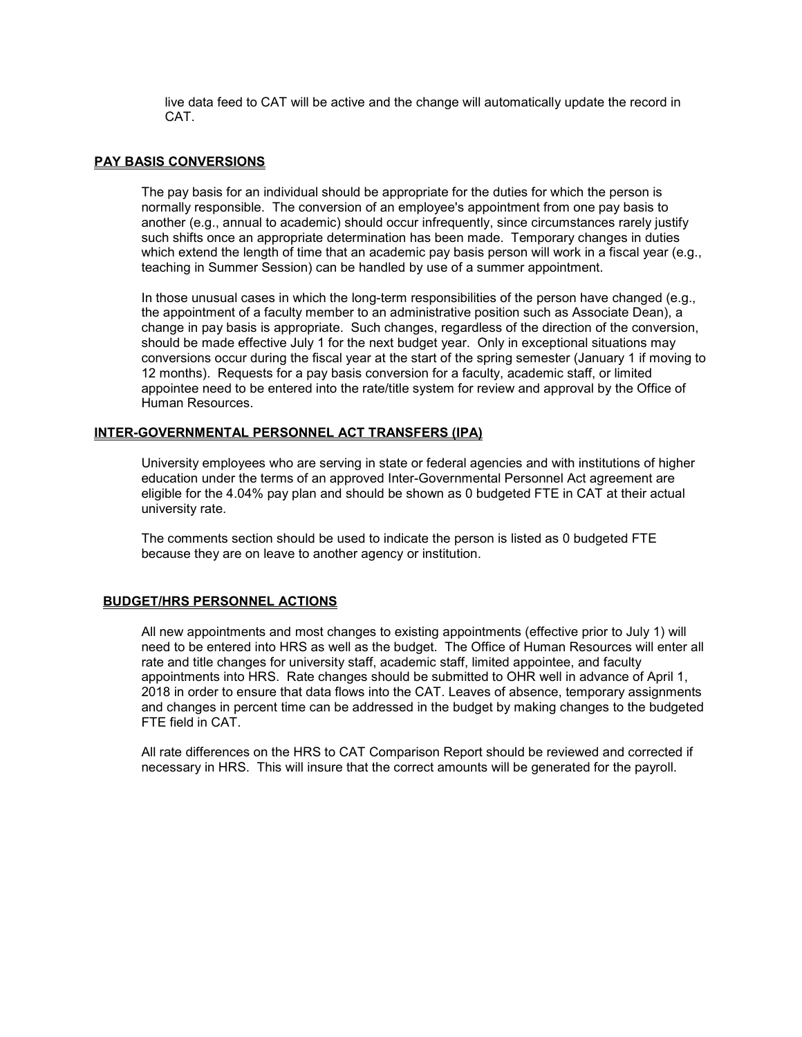live data feed to CAT will be active and the change will automatically update the record in CAT.

## PAY BASIS CONVERSIONS

The pay basis for an individual should be appropriate for the duties for which the person is normally responsible. The conversion of an employee's appointment from one pay basis to another (e.g., annual to academic) should occur infrequently, since circumstances rarely justify such shifts once an appropriate determination has been made. Temporary changes in duties which extend the length of time that an academic pay basis person will work in a fiscal year (e.g., teaching in Summer Session) can be handled by use of a summer appointment.

In those unusual cases in which the long-term responsibilities of the person have changed (e.g., the appointment of a faculty member to an administrative position such as Associate Dean), a change in pay basis is appropriate. Such changes, regardless of the direction of the conversion, should be made effective July 1 for the next budget year. Only in exceptional situations may conversions occur during the fiscal year at the start of the spring semester (January 1 if moving to 12 months). Requests for a pay basis conversion for a faculty, academic staff, or limited appointee need to be entered into the rate/title system for review and approval by the Office of Human Resources.

## INTER-GOVERNMENTAL PERSONNEL ACT TRANSFERS (IPA)

University employees who are serving in state or federal agencies and with institutions of higher education under the terms of an approved Inter-Governmental Personnel Act agreement are eligible for the 4.04% pay plan and should be shown as 0 budgeted FTE in CAT at their actual university rate.

The comments section should be used to indicate the person is listed as 0 budgeted FTE because they are on leave to another agency or institution.

## BUDGET/HRS PERSONNEL ACTIONS

All new appointments and most changes to existing appointments (effective prior to July 1) will need to be entered into HRS as well as the budget. The Office of Human Resources will enter all rate and title changes for university staff, academic staff, limited appointee, and faculty appointments into HRS. Rate changes should be submitted to OHR well in advance of April 1, 2018 in order to ensure that data flows into the CAT. Leaves of absence, temporary assignments and changes in percent time can be addressed in the budget by making changes to the budgeted FTE field in CAT.

All rate differences on the HRS to CAT Comparison Report should be reviewed and corrected if necessary in HRS. This will insure that the correct amounts will be generated for the payroll.